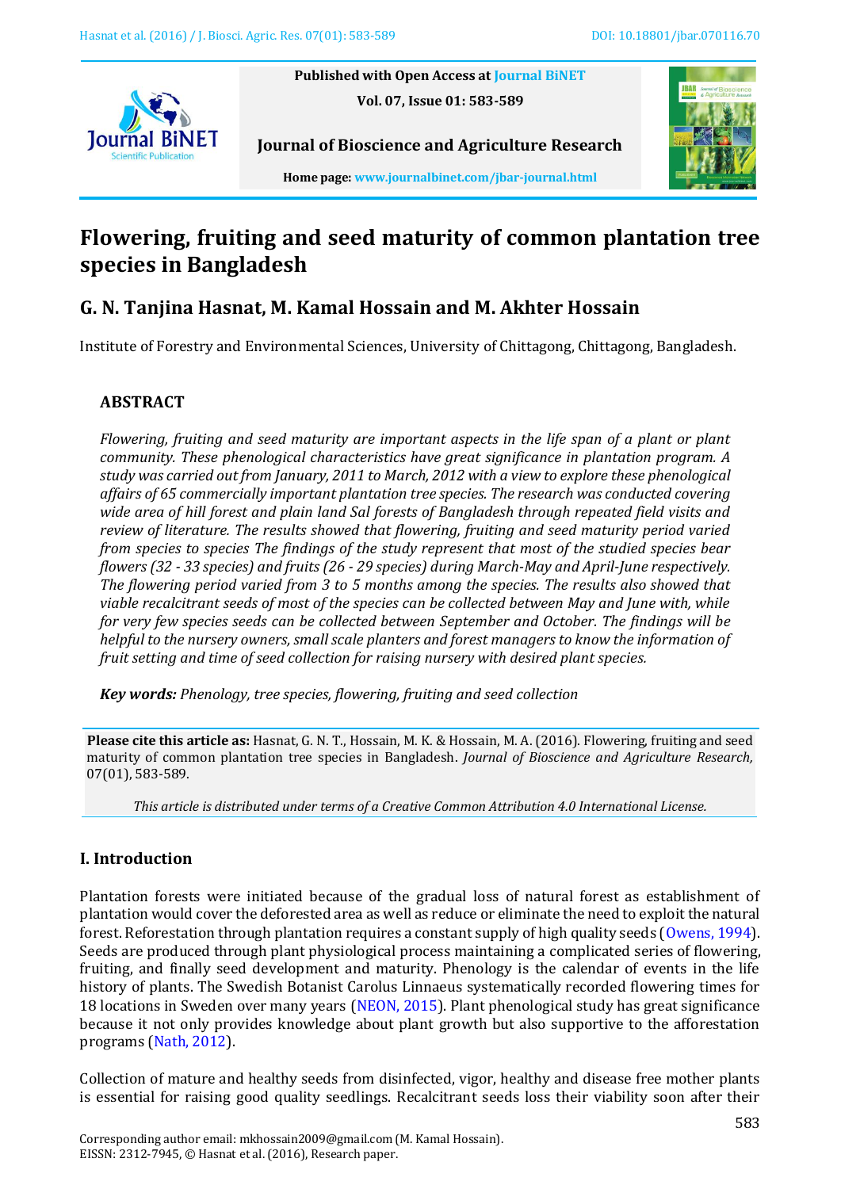Published with Open Access at Journal BiNET

Vol. 07, Issue 01: 583-589

Journal of Bioscience and Agriculture Research

Home page: www.journalbinet.com/jbar-journal.html

# Flowering, fruiting and seed maturity of common plantation tree species in Bangladesh

## G. N. Tanjina Hasnat, M. Kamal Hossain and M. Akhter Hossain

Institute of Forestry and Environmental Sciences, University of Chittagong, Chittagong, Bangladesh.

### ABSTRACT

*Flowering, fruiting and seed maturity are important aspects in the life span of a plant or plant community. These phenological characteristics have great significance in plantation program. A study was carried out from January, 2011 to March, 2012 with a view to explore these phenological affairs of 65 commercially important plantation tree species. The research was conducted covering wide area of hill forest and plain land Sal forests of Bangladesh through repeated field visits and review of literature. The results showed that flowering, fruiting and seed maturity period varied from species to species The findings of the study represent that most of the studied species bear flowers (32 - 33 species) and fruits (26 - 29 species) during March-May and April-June respectively. The flowering period varied from 3 to 5 months among the species. The results also showed that viable recalcitrant seeds of most of the species can be collected between May and June with, while for very few species seeds can be collected between September and October. The findings will be helpful to the nursery owners, small scale planters and forest managers to know the information of fruit setting and time of seed collection for raising nursery with desired plant species.*

***Key words:*** *Phenology, tree species, flowering, fruiting and seed collection*

**Please cite this article as:** Hasnat, G. N. T., Hossain, M. K. & Hossain, M. A. (2016). Flowering, fruiting and seed maturity of common plantation tree species in Bangladesh. *Journal of Bioscience and Agriculture Research,* 07(01), 583-589.

*This article is distributed under terms of a Creative Common Attribution 4.0 International License.*

## I. Introduction

Plantation forests were initiated because of the gradual loss of natural forest as establishment of plantation would cover the deforested area as well as reduce or eliminate the need to exploit the natural forest. Reforestation through plantation requires a constant supply of high quality seeds (Owens, 1994). Seeds are produced through plant physiological process maintaining a complicated series of flowering, fruiting, and finally seed development and maturity. Phenology is the calendar of events in the life history of plants. The Swedish Botanist Carolus Linnaeus systematically recorded flowering times for 18 locations in Sweden over many years (NEON, 2015). Plant phenological study has great significance because it not only provides knowledge about plant growth but also supportive to the afforestation programs (Nath, 2012).

Collection of mature and healthy seeds from disinfected, vigor, healthy and disease free mother plants is essential for raising good quality seedlings. Recalcitrant seeds loss their viability soon after their

Corresponding author email: mkhossain2009@gmail.com (M. Kamal Hossain).

EISSN: 2312-7945, © Hasnat et al. (2016), Research paper.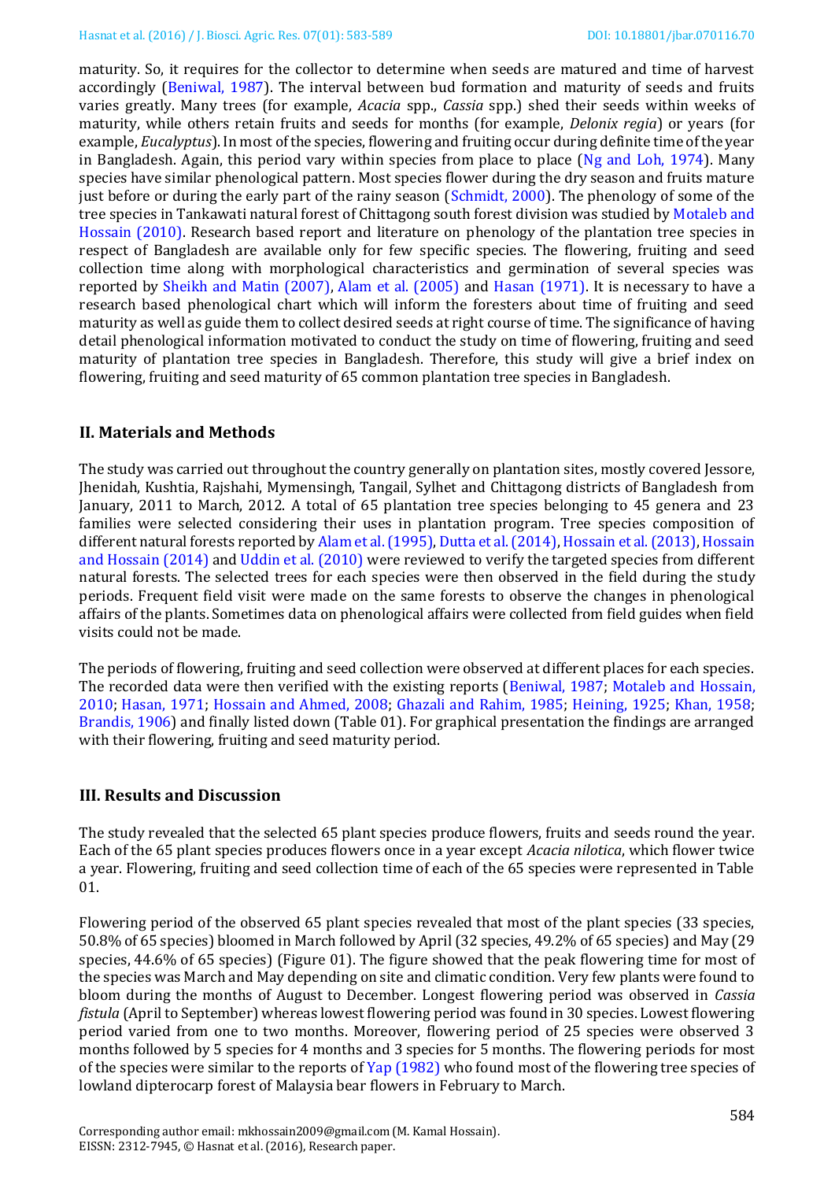maturity. So, it requires for the collector to determine when seeds are matured and time of harvest accordingly (Beniwal, 1987). The interval between bud formation and maturity of seeds and fruits varies greatly. Many trees (for example, *Acacia* spp., *Cassia* spp.) shed their seeds within weeks of maturity, while others retain fruits and seeds for months (for example, *Delonix regia*) or years (for example, *Eucalyptus*). In most of the species, flowering and fruiting occur during definite time of the year in Bangladesh. Again, this period vary within species from place to place (Ng and Loh, 1974). Many species have similar phenological pattern. Most species flower during the dry season and fruits mature just before or during the early part of the rainy season (Schmidt, 2000). The phenology of some of the tree species in Tankawati natural forest of Chittagong south forest division was studied by Motaleb and Hossain (2010). Research based report and literature on phenology of the plantation tree species in respect of Bangladesh are available only for few specific species. The flowering, fruiting and seed collection time along with morphological characteristics and germination of several species was reported by Sheikh and Matin (2007), Alam et al. (2005) and Hasan (1971). It is necessary to have a research based phenological chart which will inform the foresters about time of fruiting and seed maturity as well as guide them to collect desired seeds at right course of time. The significance of having detail phenological information motivated to conduct the study on time of flowering, fruiting and seed maturity of plantation tree species in Bangladesh. Therefore, this study will give a brief index on flowering, fruiting and seed maturity of 65 common plantation tree species in Bangladesh.

## II. Materials and Methods

The study was carried out throughout the country generally on plantation sites, mostly covered Jessore, Jhenidah, Kushtia, Rajshahi, Mymensingh, Tangail, Sylhet and Chittagong districts of Bangladesh from January, 2011 to March, 2012. A total of 65 plantation tree species belonging to 45 genera and 23 families were selected considering their uses in plantation program. Tree species composition of different natural forests reported by Alam et al. (1995), Dutta et al. (2014), Hossain et al. (2013), Hossain and Hossain (2014) and Uddin et al. (2010) were reviewed to verify the targeted species from different natural forests. The selected trees for each species were then observed in the field during the study periods. Frequent field visit were made on the same forests to observe the changes in phenological affairs of the plants. Sometimes data on phenological affairs were collected from field guides when field visits could not be made.

The periods of flowering, fruiting and seed collection were observed at different places for each species. The recorded data were then verified with the existing reports (Beniwal, 1987; Motaleb and Hossain, 2010; Hasan, 1971; Hossain and Ahmed, 2008; Ghazali and Rahim, 1985; Heining, 1925; Khan, 1958; Brandis, 1906) and finally listed down (Table 01). For graphical presentation the findings are arranged with their flowering, fruiting and seed maturity period.

## III. Results and Discussion

The study revealed that the selected 65 plant species produce flowers, fruits and seeds round the year. Each of the 65 plant species produces flowers once in a year except *Acacia nilotica*, which flower twice a year. Flowering, fruiting and seed collection time of each of the 65 species were represented in Table 01.

Flowering period of the observed 65 plant species revealed that most of the plant species (33 species, 50.8% of 65 species) bloomed in March followed by April (32 species, 49.2% of 65 species) and May (29 species, 44.6% of 65 species) (Figure 01). The figure showed that the peak flowering time for most of the species was March and May depending on site and climatic condition. Very few plants were found to bloom during the months of August to December. Longest flowering period was observed in *Cassia fistula* (April to September) whereas lowest flowering period was found in 30 species. Lowest flowering period varied from one to two months. Moreover, flowering period of 25 species were observed 3 months followed by 5 species for 4 months and 3 species for 5 months. The flowering periods for most of the species were similar to the reports of Yap (1982) who found most of the flowering tree species of lowland dipterocarp forest of Malaysia bear flowers in February to March.

Corresponding author email: mkhossain2009@gmail.com (M. Kamal Hossain).
EISSN: 2312-7945, © Hasnat et al. (2016), Research paper.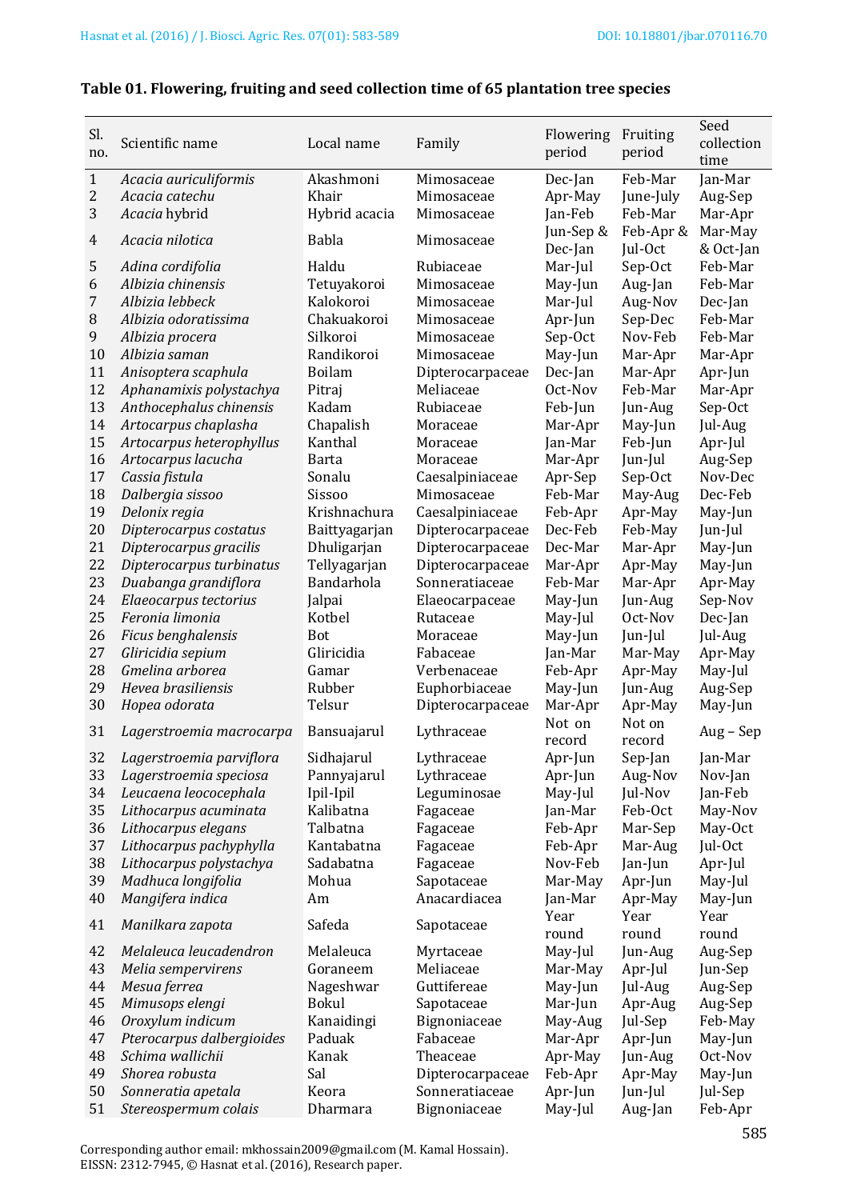**Table 01. Flowering, fruiting and seed collection time of 65 plantation tree species**

| Sl. no. | Scientific name | Local name | Family | Flowering period | Fruiting period | Seed collection time |
|---|---|---|---|---|---|---|
| 1 | *Acacia auriculiformis* | Akashmoni | Mimosaceae | Dec-Jan | Feb-Mar | Jan-Mar |
| 2 | *Acacia catechu* | Khair | Mimosaceae | Apr-May | June-July | Aug-Sep |
| 3 | *Acacia* hybrid | Hybrid acacia | Mimosaceae | Jan-Feb | Feb-Mar | Mar-Apr |
| 4 | *Acacia nilotica* | Babla | Mimosaceae | Jun-Sep & Dec-Jan | Feb-Apr & Jul-Oct | Mar-May & Oct-Jan |
| 5 | *Adina cordifolia* | Haldu | Rubiaceae | Mar-Jul | Sep-Oct | Feb-Mar |
| 6 | *Albizia chinensis* | Tetuyakoroi | Mimosaceae | May-Jun | Aug-Jan | Feb-Mar |
| 7 | *Albizia lebbeck* | Kalokoroi | Mimosaceae | Mar-Jul | Aug-Nov | Dec-Jan |
| 8 | *Albizia odoratissima* | Chakuakoroi | Mimosaceae | Apr-Jun | Sep-Dec | Feb-Mar |
| 9 | *Albizia procera* | Silkoroi | Mimosaceae | Sep-Oct | Nov-Feb | Feb-Mar |
| 10 | *Albizia saman* | Randikoroi | Mimosaceae | May-Jun | Mar-Apr | Mar-Apr |
| 11 | *Anisoptera scaphula* | Boilam | Dipterocarpaceae | Dec-Jan | Mar-Apr | Apr-Jun |
| 12 | *Aphanamixis polystachya* | Pitraj | Meliaceae | Oct-Nov | Feb-Mar | Mar-Apr |
| 13 | *Anthocephalus chinensis* | Kadam | Rubiaceae | Feb-Jun | Jun-Aug | Sep-Oct |
| 14 | *Artocarpus chaplasha* | Chapalish | Moraceae | Mar-Apr | May-Jun | Jul-Aug |
| 15 | *Artocarpus heterophyllus* | Kanthal | Moraceae | Jan-Mar | Feb-Jun | Apr-Jul |
| 16 | *Artocarpus lacucha* | Barta | Moraceae | Mar-Apr | Jun-Jul | Aug-Sep |
| 17 | *Cassia fistula* | Sonalu | Caesalpiniaceae | Apr-Sep | Sep-Oct | Nov-Dec |
| 18 | *Dalbergia sissoo* | Sissoo | Mimosaceae | Feb-Mar | May-Aug | Dec-Feb |
| 19 | *Delonix regia* | Krishnachura | Caesalpiniaceae | Feb-Apr | Apr-May | May-Jun |
| 20 | *Dipterocarpus costatus* | Baittyagarjan | Dipterocarpaceae | Dec-Feb | Feb-May | Jun-Jul |
| 21 | *Dipterocarpus gracilis* | Dhuligarjan | Dipterocarpaceae | Dec-Mar | Mar-Apr | May-Jun |
| 22 | *Dipterocarpus turbinatus* | Tellyagarjan | Dipterocarpaceae | Mar-Apr | Apr-May | May-Jun |
| 23 | *Duabanga grandiflora* | Bandarhola | Sonneratiaceae | Feb-Mar | Mar-Apr | Apr-May |
| 24 | *Elaeocarpus tectorius* | Jalpai | Elaeocarpaceae | May-Jun | Jun-Aug | Sep-Nov |
| 25 | *Feronia limonia* | Kotbel | Rutaceae | May-Jul | Oct-Nov | Dec-Jan |
| 26 | *Ficus benghalensis* | Bot | Moraceae | May-Jun | Jun-Jul | Jul-Aug |
| 27 | *Gliricidia sepium* | Gliricidia | Fabaceae | Jan-Mar | Mar-May | Apr-May |
| 28 | *Gmelina arborea* | Gamar | Verbenaceae | Feb-Apr | Apr-May | May-Jul |
| 29 | *Hevea brasiliensis* | Rubber | Euphorbiaceae | May-Jun | Jun-Aug | Aug-Sep |
| 30 | *Hopea odorata* | Telsur | Dipterocarpaceae | Mar-Apr | Apr-May | May-Jun |
| 31 | *Lagerstroemia macrocarpa* | Bansuajarul | Lythraceae | Not on record | Not on record | Aug – Sep |
| 32 | *Lagerstroemia parviflora* | Sidhajarul | Lythraceae | Apr-Jun | Sep-Jan | Jan-Mar |
| 33 | *Lagerstroemia speciosa* | Pannyajarul | Lythraceae | Apr-Jun | Aug-Nov | Nov-Jan |
| 34 | *Leucaena leococephala* | Ipil-Ipil | Leguminosae | May-Jul | Jul-Nov | Jan-Feb |
| 35 | *Lithocarpus acuminata* | Kalibatna | Fagaceae | Jan-Mar | Feb-Oct | May-Nov |
| 36 | *Lithocarpus elegans* | Talbatna | Fagaceae | Feb-Apr | Mar-Sep | May-Oct |
| 37 | *Lithocarpus pachyphylla* | Kantabatna | Fagaceae | Feb-Apr | Mar-Aug | Jul-Oct |
| 38 | *Lithocarpus polystachya* | Sadabatna | Fagaceae | Nov-Feb | Jan-Jun | Apr-Jul |
| 39 | *Madhuca longifolia* | Mohua | Sapotaceae | Mar-May | Apr-Jun | May-Jul |
| 40 | *Mangifera indica* | Am | Anacardiacea | Jan-Mar | Apr-May | May-Jun |
| 41 | *Manilkara zapota* | Safeda | Sapotaceae | Year round | Year round | Year round |
| 42 | *Melaleuca leucadendron* | Melaleuca | Myrtaceae | May-Jul | Jun-Aug | Aug-Sep |
| 43 | *Melia sempervirens* | Goraneem | Meliaceae | Mar-May | Apr-Jul | Jun-Sep |
| 44 | *Mesua ferrea* | Nageshwar | Guttifereae | May-Jun | Jul-Aug | Aug-Sep |
| 45 | *Mimusops elengi* | Bokul | Sapotaceae | Mar-Jun | Apr-Aug | Aug-Sep |
| 46 | *Oroxylum indicum* | Kanaidingi | Bignoniaceae | May-Aug | Jul-Sep | Feb-May |
| 47 | *Pterocarpus dalbergioides* | Paduak | Fabaceae | Mar-Apr | Apr-Jun | May-Jun |
| 48 | *Schima wallichii* | Kanak | Theaceae | Apr-May | Jun-Aug | Oct-Nov |
| 49 | *Shorea robusta* | Sal | Dipterocarpaceae | Feb-Apr | Apr-May | May-Jun |
| 50 | *Sonneratia apetala* | Keora | Sonneratiaceae | Apr-Jun | Jun-Jul | Jul-Sep |
| 51 | *Stereospermum colais* | Dharmara | Bignoniaceae | May-Jul | Aug-Jan | Feb-Apr |

Corresponding author email: mkhossain2009@gmail.com (M. Kamal Hossain).
EISSN: 2312-7945, © Hasnat et al. (2016), Research paper.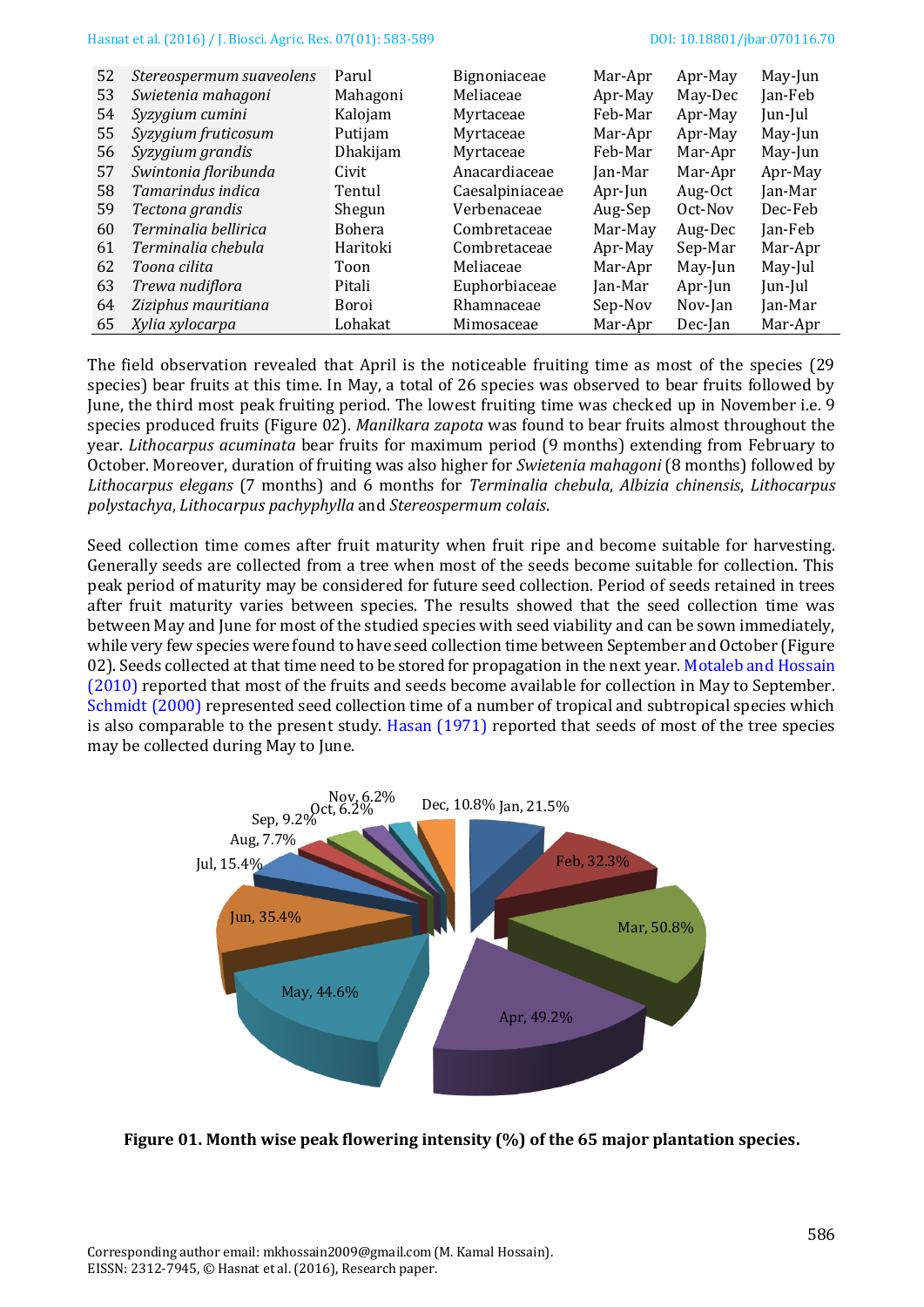| | | | | | | |
|---|---|---|---|---|---|---|
| 52 | *Stereospermum suaveolens* | Parul | Bignoniaceae | Mar-Apr | Apr-May | May-Jun |
| 53 | *Swietenia mahagoni* | Mahagoni | Meliaceae | Apr-May | May-Dec | Jan-Feb |
| 54 | *Syzygium cumini* | Kalojam | Myrtaceae | Feb-Mar | Apr-May | Jun-Jul |
| 55 | *Syzygium fruticosum* | Putijam | Myrtaceae | Mar-Apr | Apr-May | May-Jun |
| 56 | *Syzygium grandis* | Dhakijam | Myrtaceae | Feb-Mar | Mar-Apr | May-Jun |
| 57 | *Swintonia floribunda* | Civit | Anacardiaceae | Jan-Mar | Mar-Apr | Apr-May |
| 58 | *Tamarindus indica* | Tentul | Caesalpiniaceae | Apr-Jun | Aug-Oct | Jan-Mar |
| 59 | *Tectona grandis* | Shegun | Verbenaceae | Aug-Sep | Oct-Nov | Dec-Feb |
| 60 | *Terminalia bellirica* | Bohera | Combretaceae | Mar-May | Aug-Dec | Jan-Feb |
| 61 | *Terminalia chebula* | Haritoki | Combretaceae | Apr-May | Sep-Mar | Mar-Apr |
| 62 | *Toona cilita* | Toon | Meliaceae | Mar-Apr | May-Jun | May-Jul |
| 63 | *Trewa nudiflora* | Pitali | Euphorbiaceae | Jan-Mar | Apr-Jun | Jun-Jul |
| 64 | *Ziziphus mauritiana* | Boroi | Rhamnaceae | Sep-Nov | Nov-Jan | Jan-Mar |
| 65 | *Xylia xylocarpa* | Lohakat | Mimosaceae | Mar-Apr | Dec-Jan | Mar-Apr |

The field observation revealed that April is the noticeable fruiting time as most of the species (29 species) bear fruits at this time. In May, a total of 26 species was observed to bear fruits followed by June, the third most peak fruiting period. The lowest fruiting time was checked up in November i.e. 9 species produced fruits (Figure 02). *Manilkara zapota* was found to bear fruits almost throughout the year. *Lithocarpus acuminata* bear fruits for maximum period (9 months) extending from February to October. Moreover, duration of fruiting was also higher for *Swietenia mahagoni* (8 months) followed by *Lithocarpus elegans* (7 months) and 6 months for *Terminalia chebula*, *Albizia chinensis*, *Lithocarpus polystachya*, *Lithocarpus pachyphylla* and *Stereospermum colais*.

Seed collection time comes after fruit maturity when fruit ripe and become suitable for harvesting. Generally seeds are collected from a tree when most of the seeds become suitable for collection. This peak period of maturity may be considered for future seed collection. Period of seeds retained in trees after fruit maturity varies between species. The results showed that the seed collection time was between May and June for most of the studied species with seed viability and can be sown immediately, while very few species were found to have seed collection time between September and October (Figure 02). Seeds collected at that time need to be stored for propagation in the next year. Motaleb and Hossain (2010) reported that most of the fruits and seeds become available for collection in May to September. Schmidt (2000) represented seed collection time of a number of tropical and subtropical species which is also comparable to the present study. Hasan (1971) reported that seeds of most of the tree species may be collected during May to June.

Jan, 21.5%
Feb, 32.3%
Mar, 50.8%
Apr, 49.2%
May, 44.6%
Jun, 35.4%
Jul, 15.4%
Aug, 7.7%
Sep, 9.2%
Oct, 6.2%
Nov, 6.2%
Dec, 10.8%

**Figure 01. Month wise peak flowering intensity (%) of the 65 major plantation species.**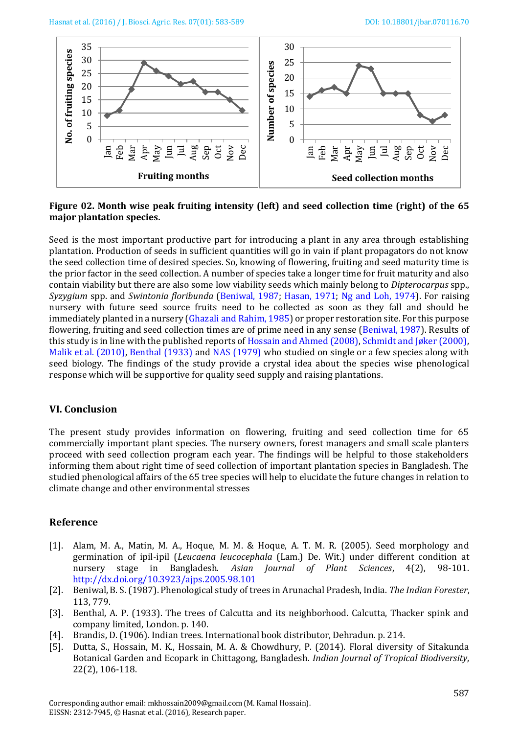35
30
25
20
15
10
5
0

No. of fruiting species

Jan Feb Mar Apr May Jun Jul Aug Sep Oct Nov Dec

Fruiting months

30
25
20
15
10
5
0

Number of species

Jan Feb Mar Apr May Jun Jul Aug Sep Oct Nov Dec

Seed collection months

**Figure 02. Month wise peak fruiting intensity (left) and seed collection time (right) of the 65 major plantation species.**

Seed is the most important productive part for introducing a plant in any area through establishing plantation. Production of seeds in sufficient quantities will go in vain if plant propagators do not know the seed collection time of desired species. So, knowing of flowering, fruiting and seed maturity time is the prior factor in the seed collection. A number of species take a longer time for fruit maturity and also contain viability but there are also some low viability seeds which mainly belong to *Dipterocarpus* spp., *Syzygium* spp. and *Swintonia floribunda* (Beniwal, 1987; Hasan, 1971; Ng and Loh, 1974). For raising nursery with future seed source fruits need to be collected as soon as they fall and should be immediately planted in a nursery (Ghazali and Rahim, 1985) or proper restoration site. For this purpose flowering, fruiting and seed collection times are of prime need in any sense (Beniwal, 1987). Results of this study is in line with the published reports of Hossain and Ahmed (2008), Schmidt and Jøker (2000), Malik et al. (2010), Benthal (1933) and NAS (1979) who studied on single or a few species along with seed biology. The findings of the study provide a crystal idea about the species wise phenological response which will be supportive for quality seed supply and raising plantations.

## VI. Conclusion

The present study provides information on flowering, fruiting and seed collection time for 65 commercially important plant species. The nursery owners, forest managers and small scale planters proceed with seed collection program each year. The findings will be helpful to those stakeholders informing them about right time of seed collection of important plantation species in Bangladesh. The studied phenological affairs of the 65 tree species will help to elucidate the future changes in relation to climate change and other environmental stresses

## Reference

[1]. Alam, M. A., Matin, M. A., Hoque, M. M. & Hoque, A. T. M. R. (2005). Seed morphology and germination of ipil-ipil (*Leucaena leucocephala* (Lam.) De. Wit.) under different condition at nursery stage in Bangladesh. *Asian Journal of Plant Sciences*, 4(2), 98-101. http://dx.doi.org/10.3923/ajps.2005.98.101

[2]. Beniwal, B. S. (1987). Phenological study of trees in Arunachal Pradesh, India. *The Indian Forester*, 113, 779.

[3]. Benthal, A. P. (1933). The trees of Calcutta and its neighborhood. Calcutta, Thacker spink and company limited, London. p. 140.

[4]. Brandis, D. (1906). Indian trees. International book distributor, Dehradun. p. 214.

[5]. Dutta, S., Hossain, M. K., Hossain, M. A. & Chowdhury, P. (2014). Floral diversity of Sitakunda Botanical Garden and Ecopark in Chittagong, Bangladesh. *Indian Journal of Tropical Biodiversity*, 22(2), 106-118.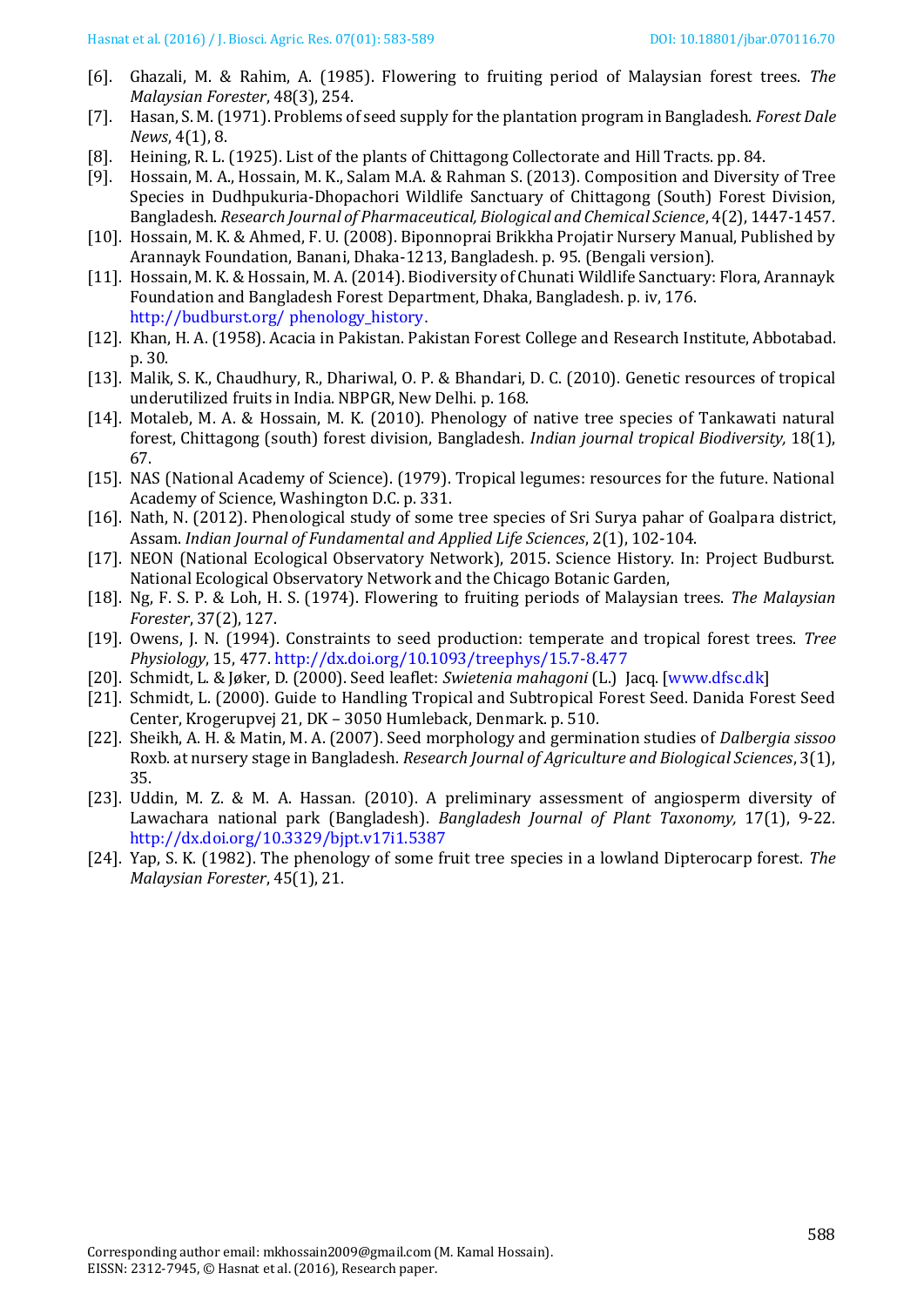[6]. Ghazali, M. & Rahim, A. (1985). Flowering to fruiting period of Malaysian forest trees. *The Malaysian Forester*, 48(3), 254.

[7]. Hasan, S. M. (1971). Problems of seed supply for the plantation program in Bangladesh. *Forest Dale News*, 4(1), 8.

[8]. Heining, R. L. (1925). List of the plants of Chittagong Collectorate and Hill Tracts. pp. 84.

[9]. Hossain, M. A., Hossain, M. K., Salam M.A. & Rahman S. (2013). Composition and Diversity of Tree Species in Dudhpukuria-Dhopachori Wildlife Sanctuary of Chittagong (South) Forest Division, Bangladesh. *Research Journal of Pharmaceutical, Biological and Chemical Science*, 4(2), 1447-1457.

[10]. Hossain, M. K. & Ahmed, F. U. (2008). Biponnoprai Brikkha Projatir Nursery Manual, Published by Arannayk Foundation, Banani, Dhaka-1213, Bangladesh. p. 95. (Bengali version).

[11]. Hossain, M. K. & Hossain, M. A. (2014). Biodiversity of Chunati Wildlife Sanctuary: Flora, Arannayk Foundation and Bangladesh Forest Department, Dhaka, Bangladesh. p. iv, 176. http://budburst.org/ phenology_history.

[12]. Khan, H. A. (1958). Acacia in Pakistan. Pakistan Forest College and Research Institute, Abbotabad. p. 30.

[13]. Malik, S. K., Chaudhury, R., Dhariwal, O. P. & Bhandari, D. C. (2010). Genetic resources of tropical underutilized fruits in India. NBPGR, New Delhi. p. 168.

[14]. Motaleb, M. A. & Hossain, M. K. (2010). Phenology of native tree species of Tankawati natural forest, Chittagong (south) forest division, Bangladesh. *Indian journal tropical Biodiversity,* 18(1), 67.

[15]. NAS (National Academy of Science). (1979). Tropical legumes: resources for the future. National Academy of Science, Washington D.C. p. 331.

[16]. Nath, N. (2012). Phenological study of some tree species of Sri Surya pahar of Goalpara district, Assam. *Indian Journal of Fundamental and Applied Life Sciences*, 2(1), 102-104.

[17]. NEON (National Ecological Observatory Network), 2015. Science History. In: Project Budburst. National Ecological Observatory Network and the Chicago Botanic Garden,

[18]. Ng, F. S. P. & Loh, H. S. (1974). Flowering to fruiting periods of Malaysian trees. *The Malaysian Forester*, 37(2), 127.

[19]. Owens, J. N. (1994). Constraints to seed production: temperate and tropical forest trees. *Tree Physiology*, 15, 477. http://dx.doi.org/10.1093/treephys/15.7-8.477

[20]. Schmidt, L. & Jøker, D. (2000). Seed leaflet: *Swietenia mahagoni* (L.) Jacq. [www.dfsc.dk]

[21]. Schmidt, L. (2000). Guide to Handling Tropical and Subtropical Forest Seed. Danida Forest Seed Center, Krogerupvej 21, DK – 3050 Humleback, Denmark. p. 510.

[22]. Sheikh, A. H. & Matin, M. A. (2007). Seed morphology and germination studies of *Dalbergia sissoo* Roxb. at nursery stage in Bangladesh. *Research Journal of Agriculture and Biological Sciences*, 3(1), 35.

[23]. Uddin, M. Z. & M. A. Hassan. (2010). A preliminary assessment of angiosperm diversity of Lawachara national park (Bangladesh). *Bangladesh Journal of Plant Taxonomy,* 17(1), 9-22. http://dx.doi.org/10.3329/bjpt.v17i1.5387

[24]. Yap, S. K. (1982). The phenology of some fruit tree species in a lowland Dipterocarp forest. *The Malaysian Forester*, 45(1), 21.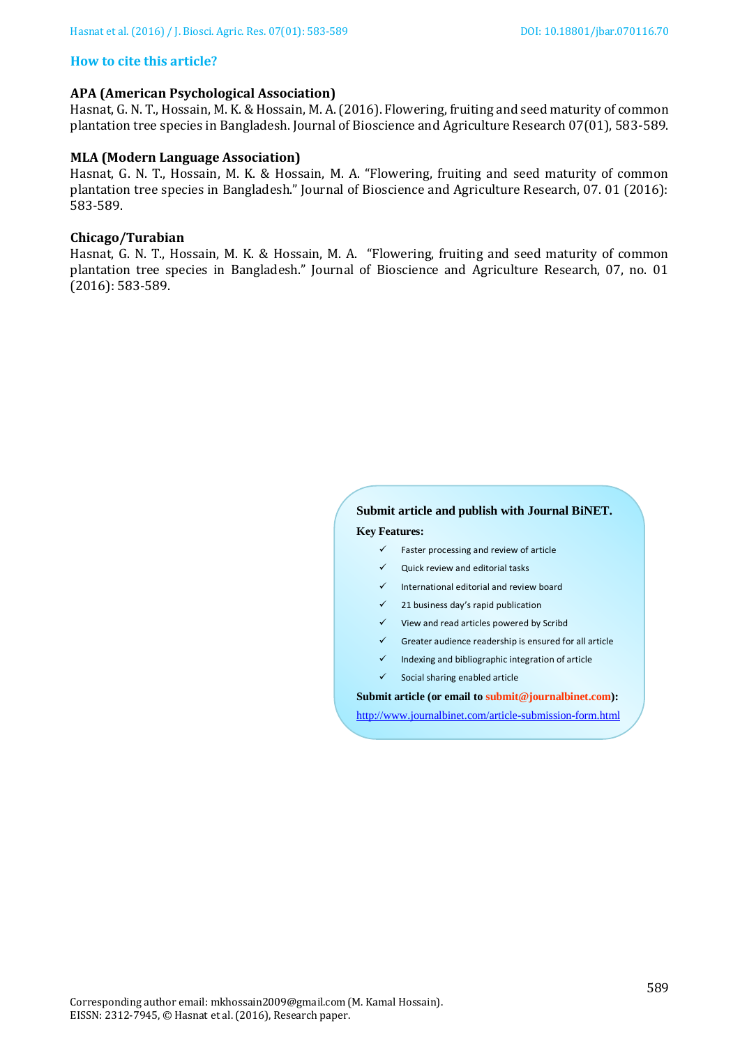## How to cite this article?

### APA (American Psychological Association)

Hasnat, G. N. T., Hossain, M. K. & Hossain, M. A. (2016). Flowering, fruiting and seed maturity of common plantation tree species in Bangladesh. Journal of Bioscience and Agriculture Research 07(01), 583-589.

### MLA (Modern Language Association)

Hasnat, G. N. T., Hossain, M. K. & Hossain, M. A. "Flowering, fruiting and seed maturity of common plantation tree species in Bangladesh." Journal of Bioscience and Agriculture Research, 07. 01 (2016): 583-589.

### Chicago/Turabian

Hasnat, G. N. T., Hossain, M. K. & Hossain, M. A. "Flowering, fruiting and seed maturity of common plantation tree species in Bangladesh." Journal of Bioscience and Agriculture Research, 07, no. 01 (2016): 583-589.

**Submit article and publish with Journal BiNET.**

**Key Features:**

- ✓ Faster processing and review of article
- ✓ Quick review and editorial tasks
- ✓ International editorial and review board
- ✓ 21 business day's rapid publication
- ✓ View and read articles powered by Scribd
- ✓ Greater audience readership is ensured for all article
- ✓ Indexing and bibliographic integration of article
- ✓ Social sharing enabled article

**Submit article (or email to submit@journalbinet.com):**

http://www.journalbinet.com/article-submission-form.html

Corresponding author email: mkhossain2009@gmail.com (M. Kamal Hossain).
EISSN: 2312-7945, © Hasnat et al. (2016), Research paper.